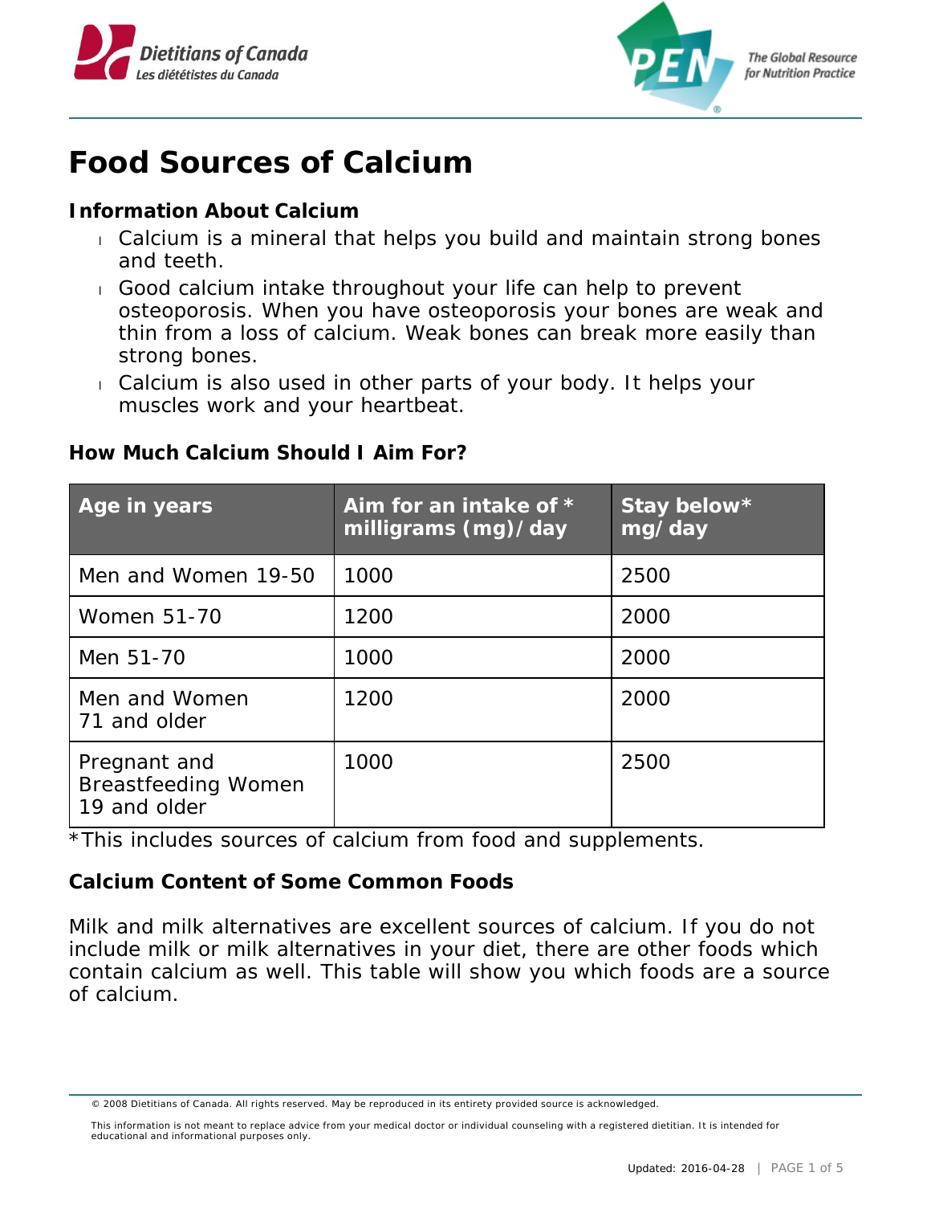# Food Sources of Calcium

### Information About Calcium

- Calcium is a mineral that helps you build and maintain strong bones and teeth.
- Good calcium intake throughout your life can help to prevent osteoporosis. When you have osteoporosis your bones are weak and thin from a loss of calcium. Weak bones can break more easily than strong bones.
- Calcium is also used in other parts of your body. It helps your muscles work and your heartbeat.

### How Much Calcium Should I Aim For?

| Age in years | Aim for an intake of * milligrams (mg)/day | Stay below* mg/day |
|---|---|---|
| Men and Women 19-50 | 1000 | 2500 |
| Women 51-70 | 1200 | 2000 |
| Men 51-70 | 1000 | 2000 |
| Men and Women 71 and older | 1200 | 2000 |
| Pregnant and Breastfeeding Women 19 and older | 1000 | 2500 |

*This includes sources of calcium from food and supplements.

### Calcium Content of Some Common Foods

Milk and milk alternatives are excellent sources of calcium. If you do not include milk or milk alternatives in your diet, there are other foods which contain calcium as well. This table will show you which foods are a source of calcium.

© 2008 Dietitians of Canada. All rights reserved. May be reproduced in its entirety provided source is acknowledged.

This information is not meant to replace advice from your medical doctor or individual counseling with a registered dietitian. It is intended for educational and informational purposes only.

Updated: 2016-04-28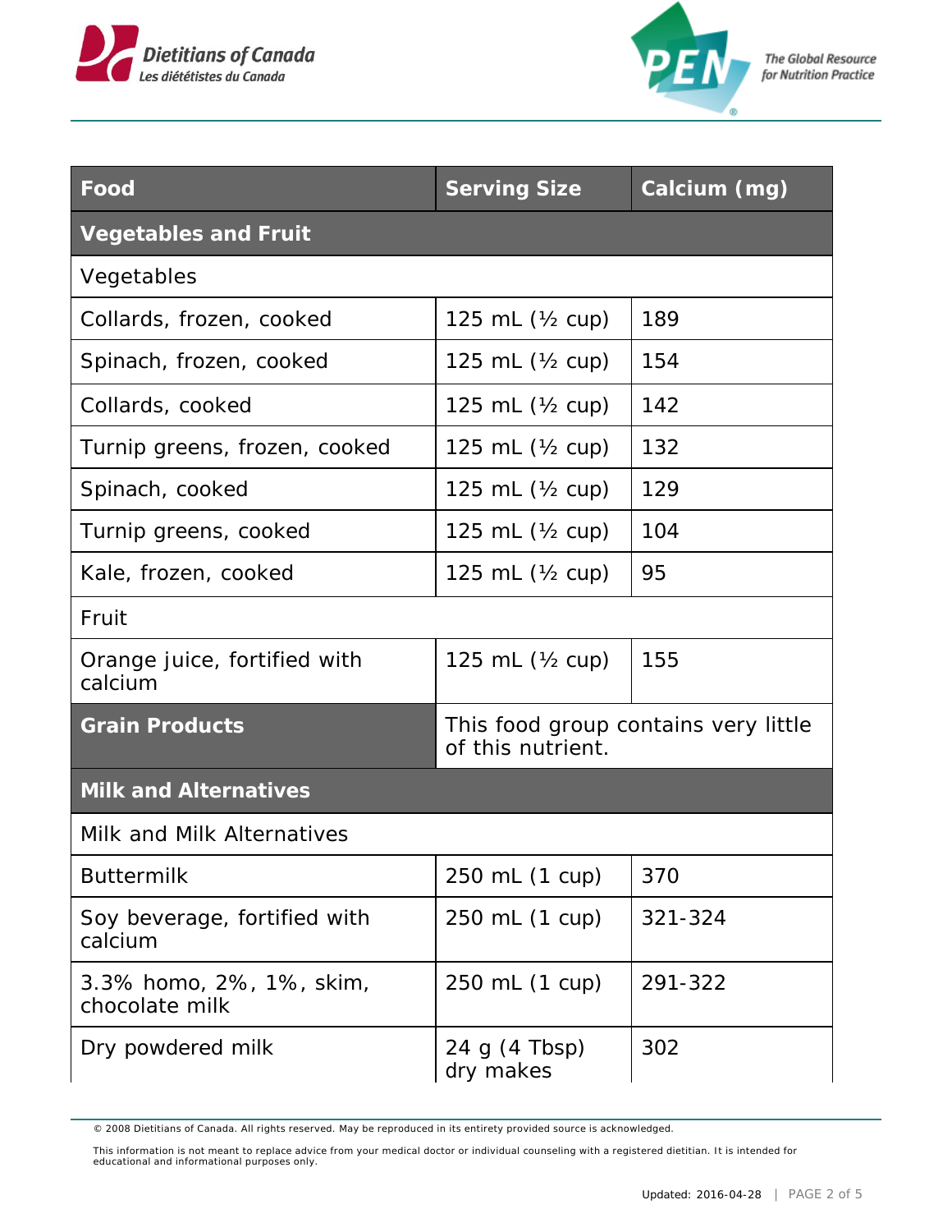| Food | Serving Size | Calcium (mg) |
|---|---|---|
| **Vegetables and Fruit** | | |
| Vegetables | | |
| Collards, frozen, cooked | 125 mL (½ cup) | 189 |
| Spinach, frozen, cooked | 125 mL (½ cup) | 154 |
| Collards, cooked | 125 mL (½ cup) | 142 |
| Turnip greens, frozen, cooked | 125 mL (½ cup) | 132 |
| Spinach, cooked | 125 mL (½ cup) | 129 |
| Turnip greens, cooked | 125 mL (½ cup) | 104 |
| Kale, frozen, cooked | 125 mL (½ cup) | 95 |
| Fruit | | |
| Orange juice, fortified with calcium | 125 mL (½ cup) | 155 |
| **Grain Products** | This food group contains very little of this nutrient. | |
| **Milk and Alternatives** | | |
| Milk and Milk Alternatives | | |
| Buttermilk | 250 mL (1 cup) | 370 |
| Soy beverage, fortified with calcium | 250 mL (1 cup) | 321-324 |
| 3.3% homo, 2%, 1%, skim, chocolate milk | 250 mL (1 cup) | 291-322 |
| Dry powdered milk | 24 g (4 Tbsp) dry makes | 302 |

© 2008 Dietitians of Canada. All rights reserved. May be reproduced in its entirety provided source is acknowledged.

This information is not meant to replace advice from your medical doctor or individual counseling with a registered dietitian. It is intended for educational and informational purposes only.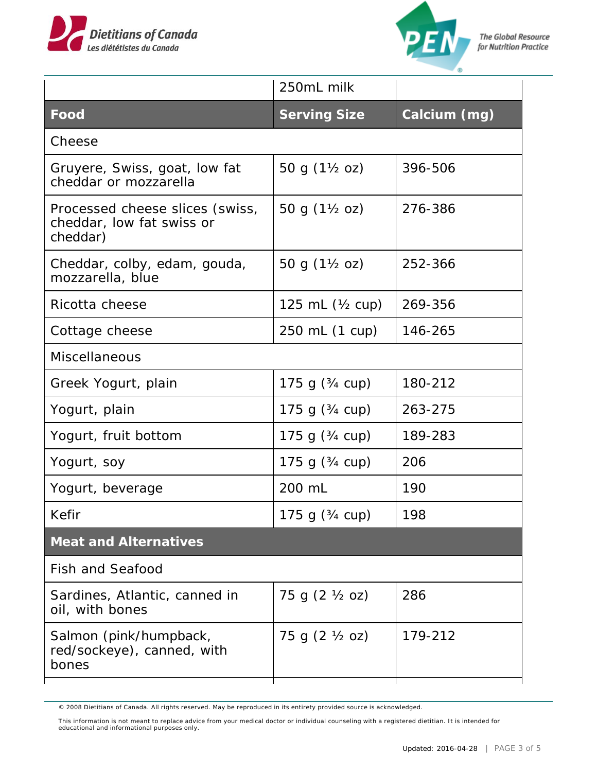| | 250mL milk | |
|---|---|---|
| **Food** | **Serving Size** | **Calcium (mg)** |
| Cheese | | |
| Gruyere, Swiss, goat, low fat cheddar or mozzarella | 50 g (1½ oz) | 396-506 |
| Processed cheese slices (swiss, cheddar, low fat swiss or cheddar) | 50 g (1½ oz) | 276-386 |
| Cheddar, colby, edam, gouda, mozzarella, blue | 50 g (1½ oz) | 252-366 |
| Ricotta cheese | 125 mL (½ cup) | 269-356 |
| Cottage cheese | 250 mL (1 cup) | 146-265 |
| Miscellaneous | | |
| Greek Yogurt, plain | 175 g (¾ cup) | 180-212 |
| Yogurt, plain | 175 g (¾ cup) | 263-275 |
| Yogurt, fruit bottom | 175 g (¾ cup) | 189-283 |
| Yogurt, soy | 175 g (¾ cup) | 206 |
| Yogurt, beverage | 200 mL | 190 |
| Kefir | 175 g (¾ cup) | 198 |
| **Meat and Alternatives** | | |
| Fish and Seafood | | |
| Sardines, Atlantic, canned in oil, with bones | 75 g (2 ½ oz) | 286 |
| Salmon (pink/humpback, red/sockeye), canned, with bones | 75 g (2 ½ oz) | 179-212 |

© 2008 Dietitians of Canada. All rights reserved. May be reproduced in its entirety provided source is acknowledged.

This information is not meant to replace advice from your medical doctor or individual counseling with a registered dietitian. It is intended for educational and informational purposes only.

Updated: 2016-04-28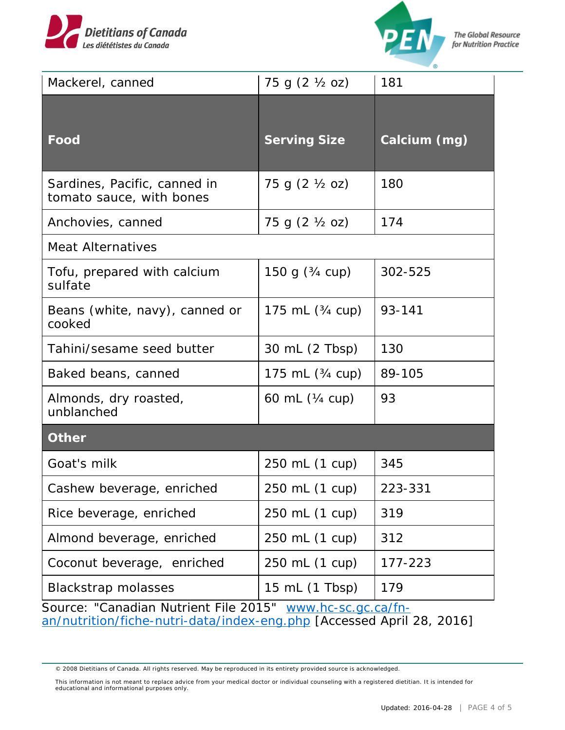| Food | Serving Size | Calcium (mg) |
|---|---|---|
| Mackerel, canned | 75 g (2 ½ oz) | 181 |
| Sardines, Pacific, canned in tomato sauce, with bones | 75 g (2 ½ oz) | 180 |
| Anchovies, canned | 75 g (2 ½ oz) | 174 |
| Meat Alternatives | | |
| Tofu, prepared with calcium sulfate | 150 g (¾ cup) | 302-525 |
| Beans (white, navy), canned or cooked | 175 mL (¾ cup) | 93-141 |
| Tahini/sesame seed butter | 30 mL (2 Tbsp) | 130 |
| Baked beans, canned | 175 mL (¾ cup) | 89-105 |
| Almonds, dry roasted, unblanched | 60 mL (¼ cup) | 93 |
| **Other** | | |
| Goat's milk | 250 mL (1 cup) | 345 |
| Cashew beverage, enriched | 250 mL (1 cup) | 223-331 |
| Rice beverage, enriched | 250 mL (1 cup) | 319 |
| Almond beverage, enriched | 250 mL (1 cup) | 312 |
| Coconut beverage, enriched | 250 mL (1 cup) | 177-223 |
| Blackstrap molasses | 15 mL (1 Tbsp) | 179 |

Source: "Canadian Nutrient File 2015" www.hc-sc.gc.ca/fn-an/nutrition/fiche-nutri-data/index-eng.php [Accessed April 28, 2016]

© 2008 Dietitians of Canada. All rights reserved. May be reproduced in its entirety provided source is acknowledged.

This information is not meant to replace advice from your medical doctor or individual counseling with a registered dietitian. It is intended for educational and informational purposes only.

Updated: 2016-04-28